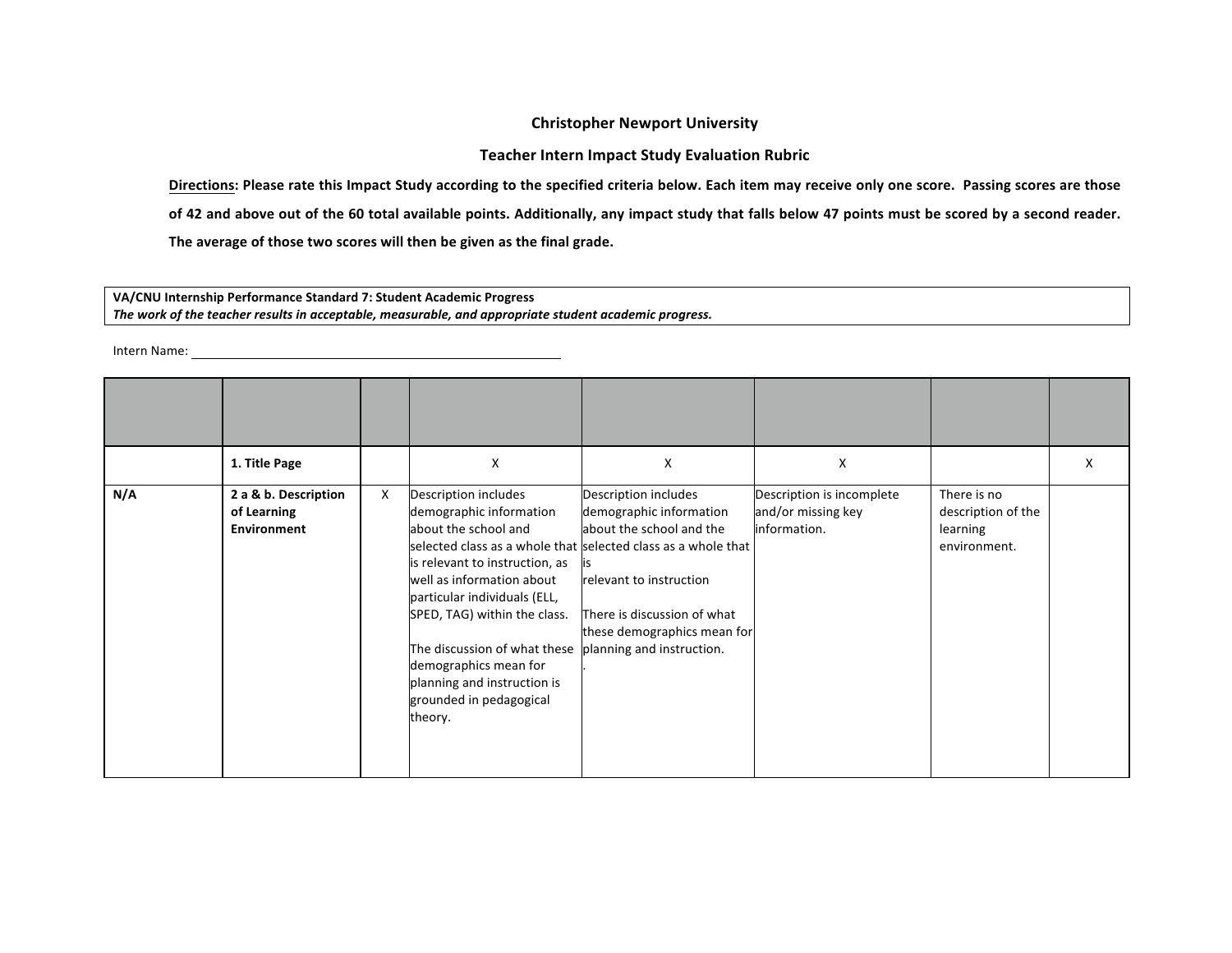**Christopher Newport University**

**Teacher Intern Impact Study Evaluation Rubric**

**Directions: Please rate this Impact Study according to the specified criteria below. Each item may receive only one score. Passing scores are those of 42 and above out of the 60 total available points. Additionally, any impact study that falls below 47 points must be scored by a second reader. The average of those two scores will then be given as the final grade.**

| **VA/CNU Internship Performance Standard 7: Student Academic Progress** *The work of the teacher results in acceptable, measurable, and appropriate student academic progress.* |
|---|

Intern Name: ______________________________

| | | | | | | | |
|---|---|---|---|---|---|---|---|
| | **1. Title Page** | | X | X | X | | X |
| **N/A** | **2 a & b. Description of Learning Environment** | X | Description includes demographic information about the school and selected class as a whole that is relevant to instruction, as well as information about particular individuals (ELL, SPED, TAG) within the class.<br><br>The discussion of what these demographics mean for planning and instruction is grounded in pedagogical theory. | Description includes demographic information about the school and the selected class as a whole that is relevant to instruction<br><br>There is discussion of what these demographics mean for planning and instruction.<br>. | Description is incomplete and/or missing key information. | There is no description of the learning environment. | |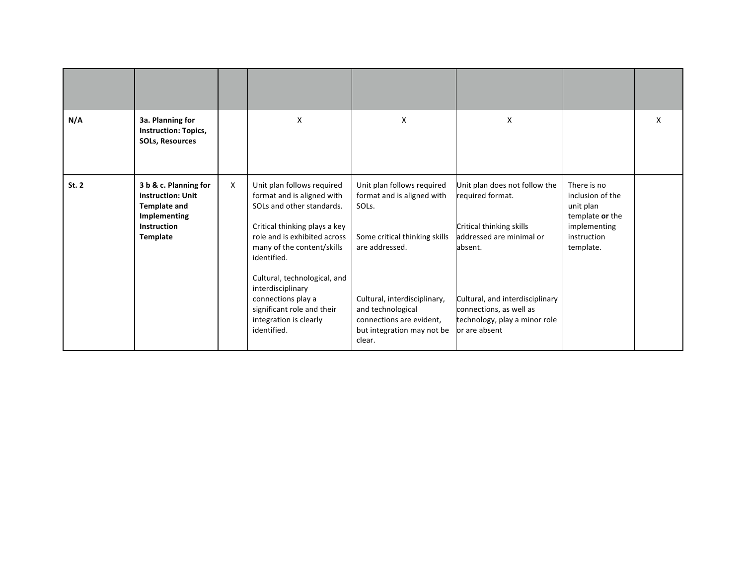| | | | | | | | |
|---|---|---|---|---|---|---|---|
| N/A | **3a. Planning for Instruction: Topics, SOLs, Resources** | | X | X | X | | X |
| St. 2 | **3 b & c. Planning for instruction: Unit Template and Implementing Instruction Template** | X | Unit plan follows required format and is aligned with SOLs and other standards.<br><br>Critical thinking plays a key role and is exhibited across many of the content/skills identified.<br><br>Cultural, technological, and interdisciplinary connections play a significant role and their integration is clearly identified. | Unit plan follows required format and is aligned with SOLs.<br><br>Some critical thinking skills are addressed.<br><br>Cultural, interdisciplinary, and technological connections are evident, but integration may not be clear. | Unit plan does not follow the required format.<br><br>Critical thinking skills addressed are minimal or absent.<br><br>Cultural, and interdisciplinary connections, as well as technology, play a minor role or are absent | There is no inclusion of the unit plan template **or** the implementing instruction template. | |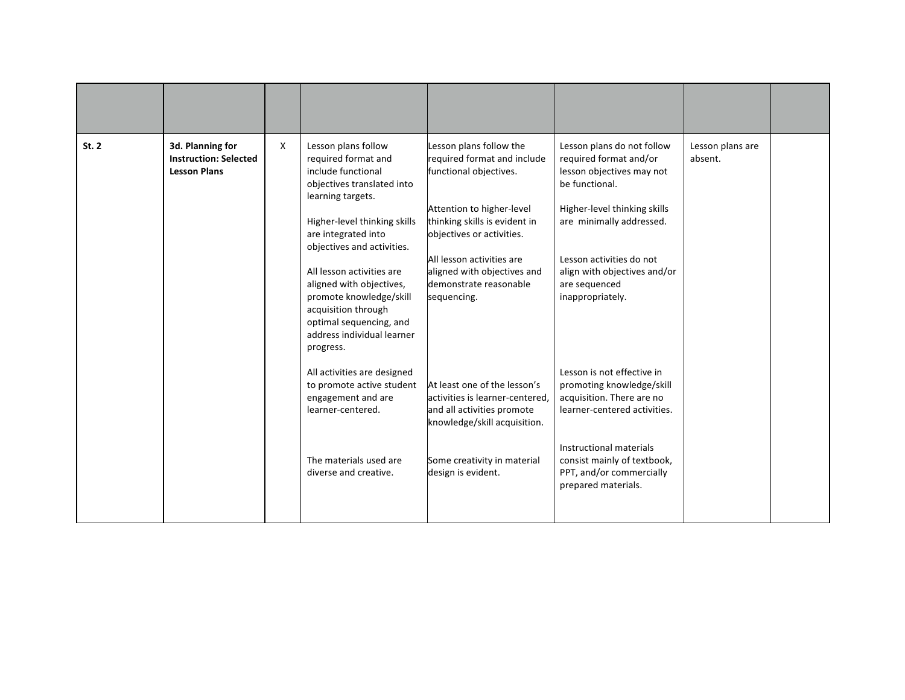| | | | | | | | |
|---|---|---|---|---|---|---|---|
| **St. 2** | **3d. Planning for Instruction: Selected Lesson Plans** | X | Lesson plans follow required format and include functional objectives translated into learning targets.<br><br>Higher-level thinking skills are integrated into objectives and activities.<br><br>All lesson activities are aligned with objectives, promote knowledge/skill acquisition through optimal sequencing, and address individual learner progress.<br><br>All activities are designed to promote active student engagement and are learner-centered.<br><br>The materials used are diverse and creative. | Lesson plans follow the required format and include functional objectives.<br><br>Attention to higher-level thinking skills is evident in objectives or activities.<br><br>All lesson activities are aligned with objectives and demonstrate reasonable sequencing.<br><br>At least one of the lesson's activities is learner-centered, and all activities promote knowledge/skill acquisition.<br><br>Some creativity in material design is evident. | Lesson plans do not follow required format and/or lesson objectives may not be functional.<br><br>Higher-level thinking skills are minimally addressed.<br><br>Lesson activities do not align with objectives and/or are sequenced inappropriately.<br><br>Lesson is not effective in promoting knowledge/skill acquisition. There are no learner-centered activities.<br><br>Instructional materials consist mainly of textbook, PPT, and/or commercially prepared materials. | Lesson plans are absent. | |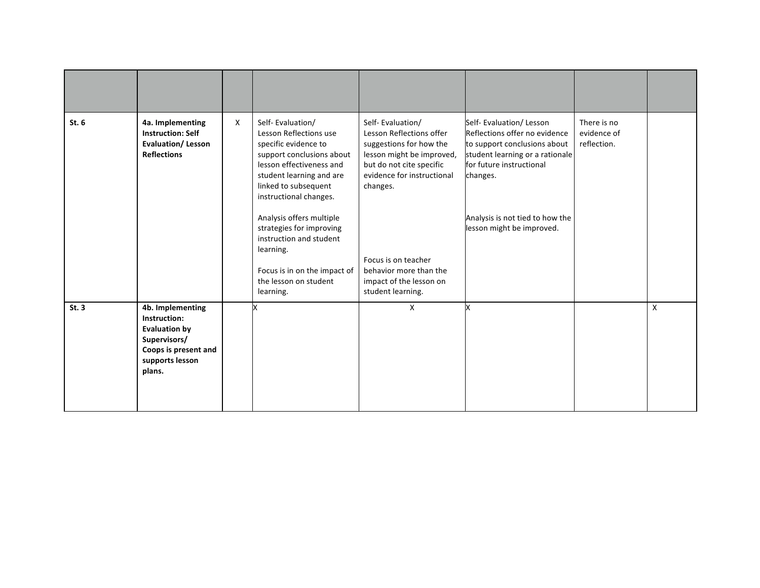| | | | | | | | |
|---|---|---|---|---|---|---|---|
| **St. 6** | **4a. Implementing Instruction: Self Evaluation/ Lesson Reflections** | X | Self- Evaluation/ Lesson Reflections use specific evidence to support conclusions about lesson effectiveness and student learning and are linked to subsequent instructional changes.<br><br>Analysis offers multiple strategies for improving instruction and student learning.<br><br>Focus is in on the impact of the lesson on student learning. | Self- Evaluation/ Lesson Reflections offer suggestions for how the lesson might be improved, but do not cite specific evidence for instructional changes.<br><br>Focus is on teacher behavior more than the impact of the lesson on student learning. | Self- Evaluation/ Lesson Reflections offer no evidence to support conclusions about student learning or a rationale for future instructional changes.<br><br>Analysis is not tied to how the lesson might be improved. | There is no evidence of reflection. | |
| **St. 3** | **4b. Implementing Instruction: Evaluation by Supervisors/ Coops is present and supports lesson plans.** | | X | X | X | | X |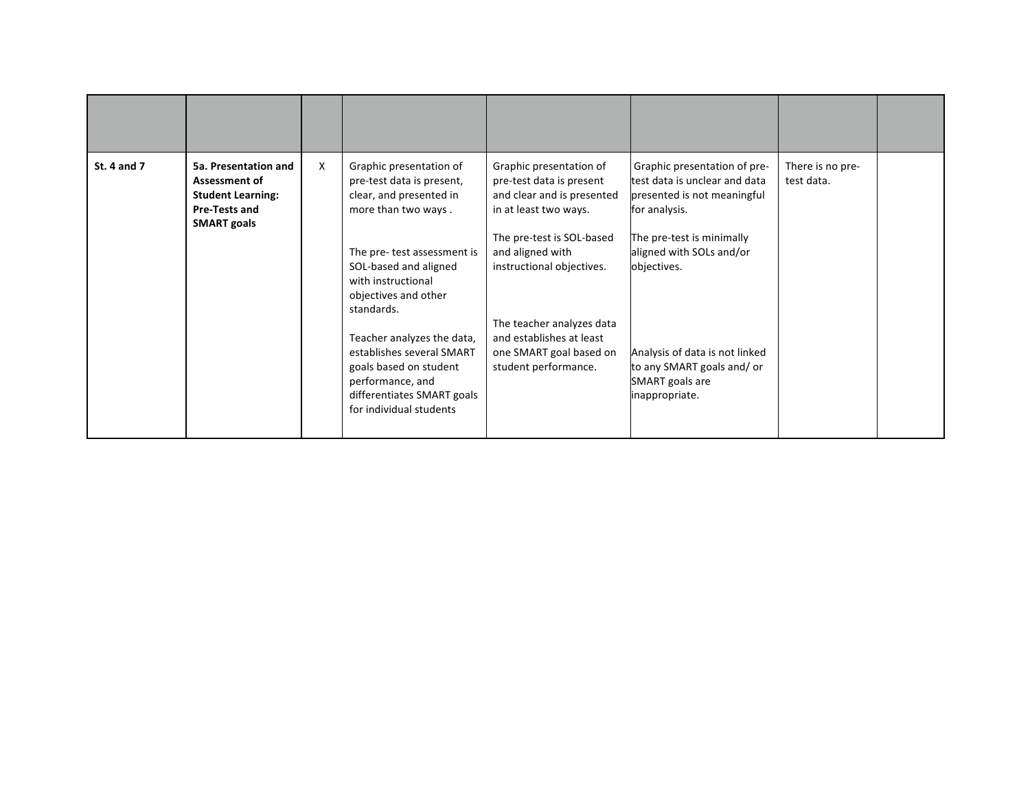| | | | | | | | |
|---|---|---|---|---|---|---|---|
| **St. 4 and 7** | **5a. Presentation and Assessment of Student Learning: Pre-Tests and SMART goals** | X | Graphic presentation of pre-test data is present, clear, and presented in more than two ways .<br><br>The pre- test assessment is SOL-based and aligned with instructional objectives and other standards.<br><br>Teacher analyzes the data, establishes several SMART goals based on student performance, and differentiates SMART goals for individual students | Graphic presentation of pre-test data is present and clear and is presented in at least two ways.<br><br>The pre-test is SOL-based and aligned with instructional objectives.<br><br>The teacher analyzes data and establishes at least one SMART goal based on student performance. | Graphic presentation of pre-test data is unclear and data presented is not meaningful for analysis.<br><br>The pre-test is minimally aligned with SOLs and/or objectives.<br><br>Analysis of data is not linked to any SMART goals and/ or SMART goals are inappropriate. | There is no pre-test data. | |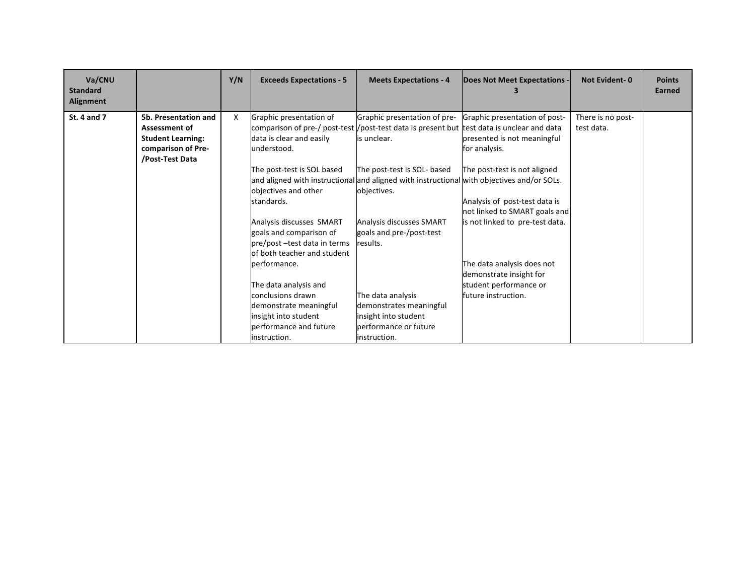| Va/CNU Standard Alignment | | Y/N | Exceeds Expectations - 5 | Meets Expectations - 4 | Does Not Meet Expectations - 3 | Not Evident- 0 | Points Earned |
|---|---|---|---|---|---|---|---|
| **St. 4 and 7** | **5b. Presentation and Assessment of Student Learning: comparison of Pre-/Post-Test Data** | X | Graphic presentation of comparison of pre-/ post-test data is clear and easily understood.<br><br>The post-test is SOL based and aligned with instructional objectives and other standards.<br><br>Analysis discusses SMART goals and comparison of pre/post –test data in terms of both teacher and student performance.<br><br>The data analysis and conclusions drawn demonstrate meaningful insight into student performance and future instruction. | Graphic presentation of pre-/post-test data is present but is unclear.<br><br>The post-test is SOL- based and aligned with instructional objectives.<br><br>Analysis discusses SMART goals and pre-/post-test results.<br><br>The data analysis demonstrates meaningful insight into student performance or future instruction. | Graphic presentation of post-test data is unclear and data presented is not meaningful for analysis.<br><br>The post-test is not aligned with objectives and/or SOLs.<br><br>Analysis of post-test data is not linked to SMART goals and is not linked to pre-test data.<br><br>The data analysis does not demonstrate insight for student performance or future instruction. | There is no post-test data. | |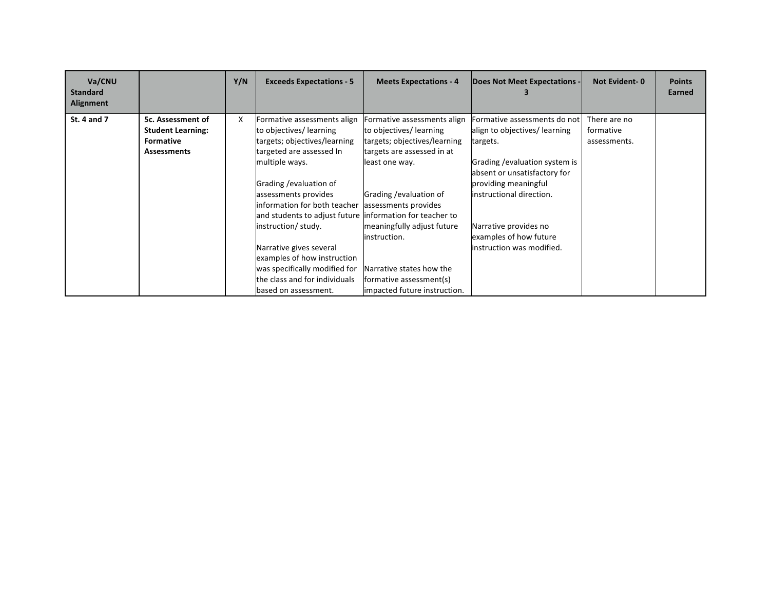| Va/CNU Standard Alignment | | Y/N | Exceeds Expectations - 5 | Meets Expectations - 4 | Does Not Meet Expectations - 3 | Not Evident- 0 | Points Earned |
|---|---|---|---|---|---|---|---|
| **St. 4 and 7** | **5c. Assessment of Student Learning: Formative Assessments** | X | Formative assessments align to objectives/ learning targets; objectives/learning targeted are assessed In multiple ways.<br><br>Grading /evaluation of assessments provides information for both teacher and students to adjust future instruction/ study.<br><br>Narrative gives several examples of how instruction was specifically modified for the class and for individuals based on assessment. | Formative assessments align to objectives/ learning targets; objectives/learning targets are assessed in at least one way.<br><br>Grading /evaluation of assessments provides information for teacher to meaningfully adjust future instruction.<br><br>Narrative states how the formative assessment(s) impacted future instruction. | Formative assessments do not align to objectives/ learning targets.<br><br>Grading /evaluation system is absent or unsatisfactory for providing meaningful instructional direction.<br><br>Narrative provides no examples of how future instruction was modified. | There are no formative assessments. | |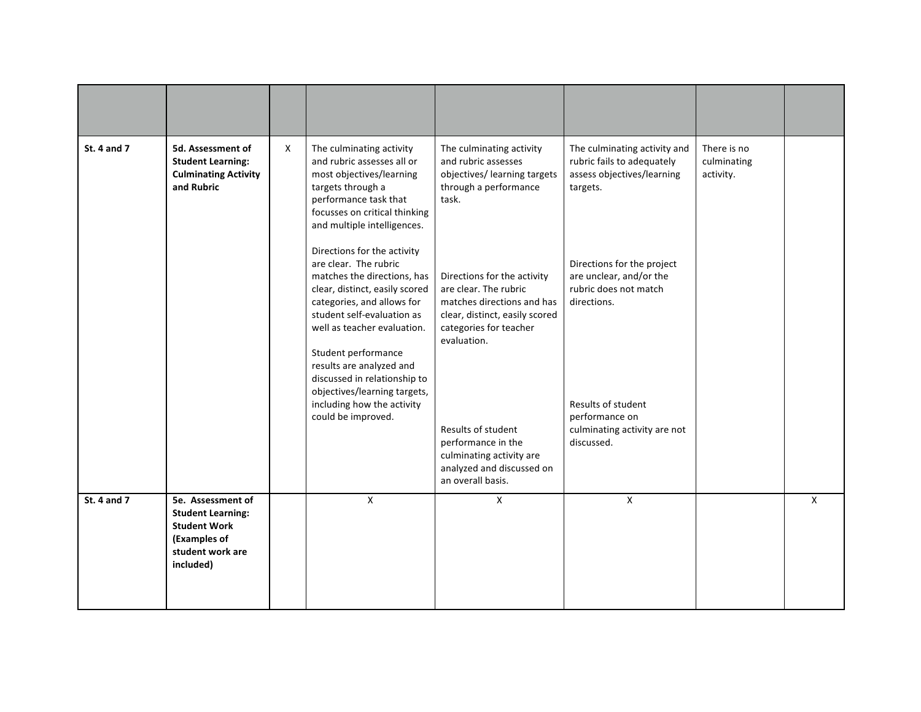| | | | | | | | |
|---|---|---|---|---|---|---|---|
| St. 4 and 7 | **5d. Assessment of Student Learning: Culminating Activity and Rubric** | X | The culminating activity and rubric assesses all or most objectives/learning targets through a performance task that focusses on critical thinking and multiple intelligences.<br><br>Directions for the activity are clear. The rubric matches the directions, has clear, distinct, easily scored categories, and allows for student self-evaluation as well as teacher evaluation.<br><br>Student performance results are analyzed and discussed in relationship to objectives/learning targets, including how the activity could be improved. | The culminating activity and rubric assesses objectives/ learning targets through a performance task.<br><br>Directions for the activity are clear. The rubric matches directions and has clear, distinct, easily scored categories for teacher evaluation.<br><br>Results of student performance in the culminating activity are analyzed and discussed on an overall basis. | The culminating activity and rubric fails to adequately assess objectives/learning targets.<br><br>Directions for the project are unclear, and/or the rubric does not match directions.<br><br>Results of student performance on culminating activity are not discussed. | There is no culminating activity. | |
| St. 4 and 7 | **5e. Assessment of Student Learning: Student Work (Examples of student work are included)** | | X | X | X | | X |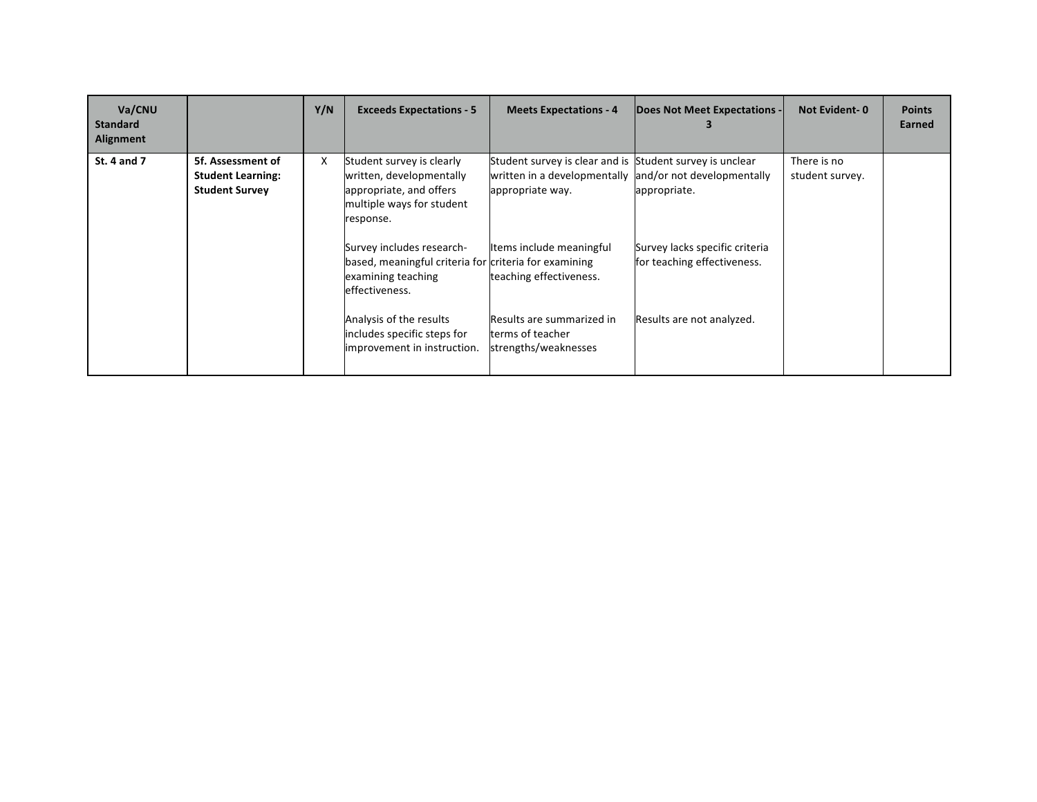| Va/CNU Standard Alignment | | Y/N | Exceeds Expectations - 5 | Meets Expectations - 4 | Does Not Meet Expectations - 3 | Not Evident- 0 | Points Earned |
|---|---|---|---|---|---|---|---|
| **St. 4 and 7** | **5f. Assessment of Student Learning: Student Survey** | X | Student survey is clearly written, developmentally appropriate, and offers multiple ways for student response.<br><br>Survey includes research-based, meaningful criteria for examining teaching effectiveness.<br><br>Analysis of the results includes specific steps for improvement in instruction. | Student survey is clear and is written in a developmentally appropriate way.<br><br>Items include meaningful criteria for examining teaching effectiveness.<br><br>Results are summarized in terms of teacher strengths/weaknesses | Student survey is unclear and/or not developmentally appropriate.<br><br>Survey lacks specific criteria for teaching effectiveness.<br><br>Results are not analyzed. | There is no student survey. | |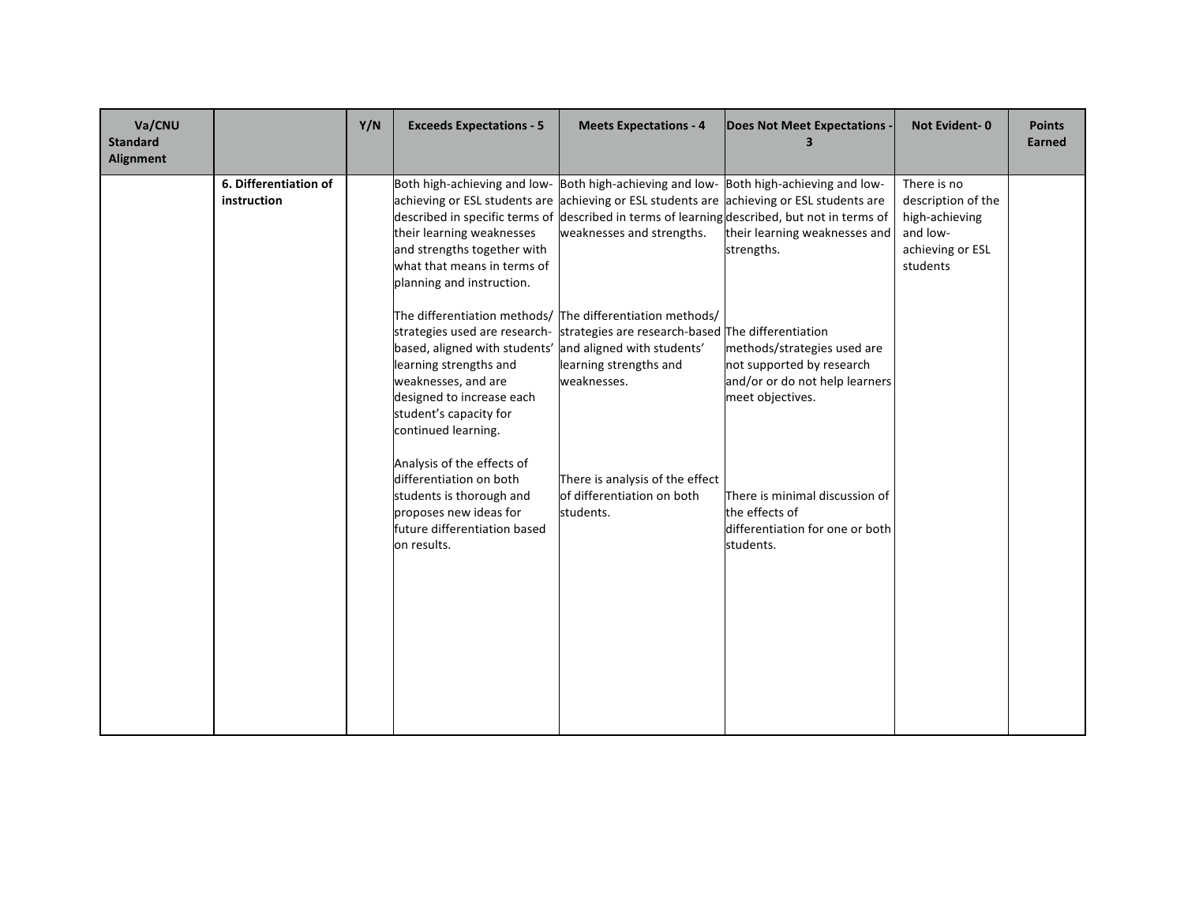| Va/CNU Standard Alignment | | Y/N | Exceeds Expectations - 5 | Meets Expectations - 4 | Does Not Meet Expectations - 3 | Not Evident- 0 | Points Earned |
|---|---|---|---|---|---|---|---|
| | **6. Differentiation of instruction** | | Both high-achieving and low-achieving or ESL students are described in specific terms of their learning weaknesses and strengths together with what that means in terms of planning and instruction.<br><br>The differentiation methods/ strategies used are research-based, aligned with students' learning strengths and weaknesses, and are designed to increase each student's capacity for continued learning.<br><br>Analysis of the effects of differentiation on both students is thorough and proposes new ideas for future differentiation based on results. | Both high-achieving and low-achieving or ESL students are described in terms of learning weaknesses and strengths.<br><br>The differentiation methods/ strategies are research-based and aligned with students' learning strengths and weaknesses.<br><br>There is analysis of the effect of differentiation on both students. | Both high-achieving and low-achieving or ESL students are described, but not in terms of their learning weaknesses and strengths.<br><br>The differentiation methods/strategies used are not supported by research and/or or do not help learners meet objectives.<br><br>There is minimal discussion of the effects of differentiation for one or both students. | There is no description of the high-achieving and low-achieving or ESL students | |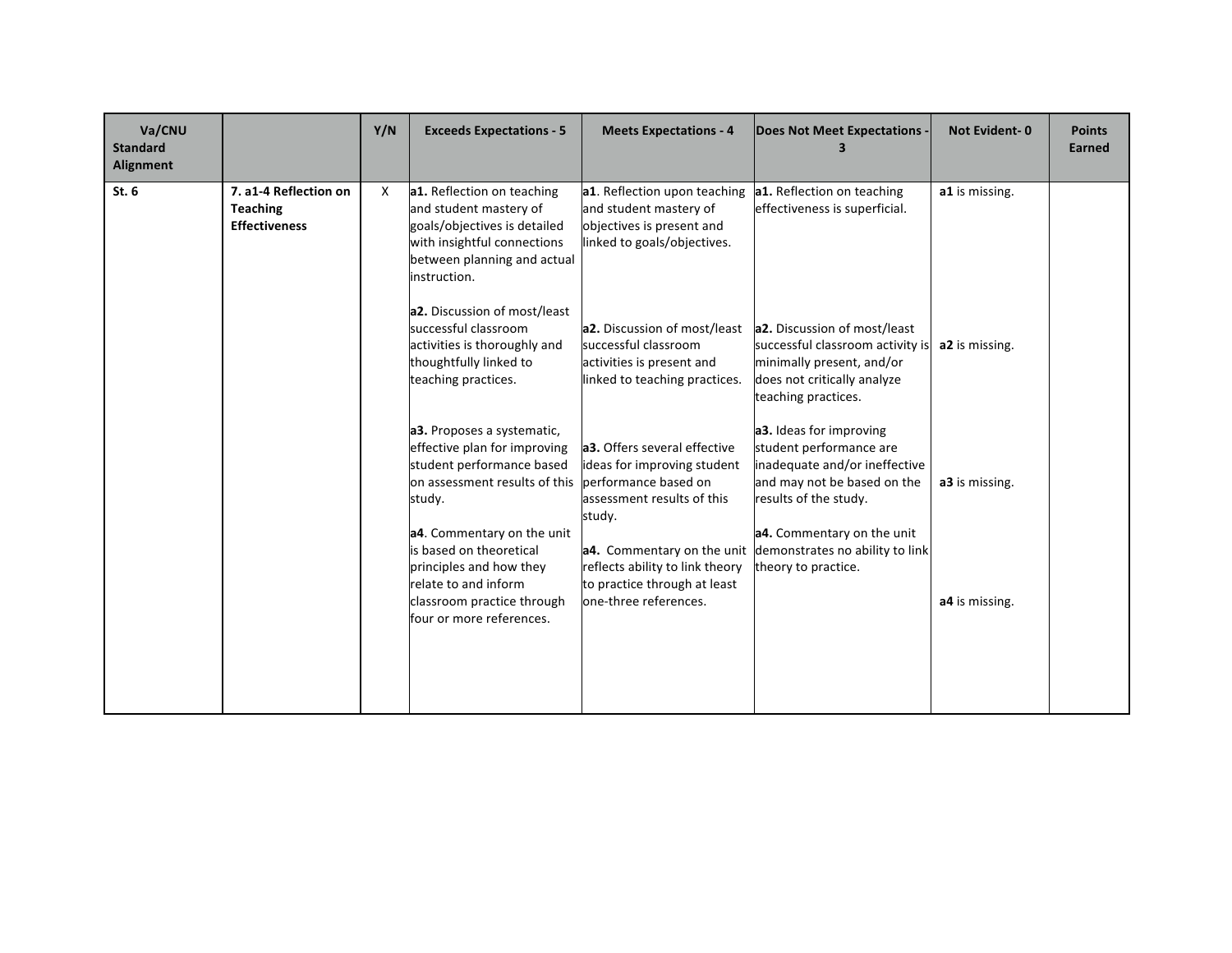| Va/CNU Standard Alignment | | Y/N | Exceeds Expectations - 5 | Meets Expectations - 4 | Does Not Meet Expectations - 3 | Not Evident- 0 | Points Earned |
|---|---|---|---|---|---|---|---|
| **St. 6** | **7. a1-4 Reflection on Teaching Effectiveness** | X | **a1.** Reflection on teaching and student mastery of goals/objectives is detailed with insightful connections between planning and actual instruction.<br><br>**a2.** Discussion of most/least successful classroom activities is thoroughly and thoughtfully linked to teaching practices.<br><br>**a3.** Proposes a systematic, effective plan for improving student performance based on assessment results of this study.<br><br>**a4**. Commentary on the unit is based on theoretical principles and how they relate to and inform classroom practice through four or more references. | **a1**. Reflection upon teaching and student mastery of objectives is present and linked to goals/objectives.<br><br>**a2.** Discussion of most/least successful classroom activities is present and linked to teaching practices.<br><br>**a3.** Offers several effective ideas for improving student performance based on assessment results of this study.<br><br>**a4.** Commentary on the unit reflects ability to link theory to practice through at least one-three references. | **a1.** Reflection on teaching effectiveness is superficial.<br><br>**a2.** Discussion of most/least successful classroom activity is minimally present, and/or does not critically analyze teaching practices.<br><br>**a3.** Ideas for improving student performance are inadequate and/or ineffective and may not be based on the results of the study.<br><br>**a4.** Commentary on the unit demonstrates no ability to link theory to practice. | **a1** is missing.<br><br>**a2** is missing.<br><br>**a3** is missing.<br><br>**a4** is missing. | |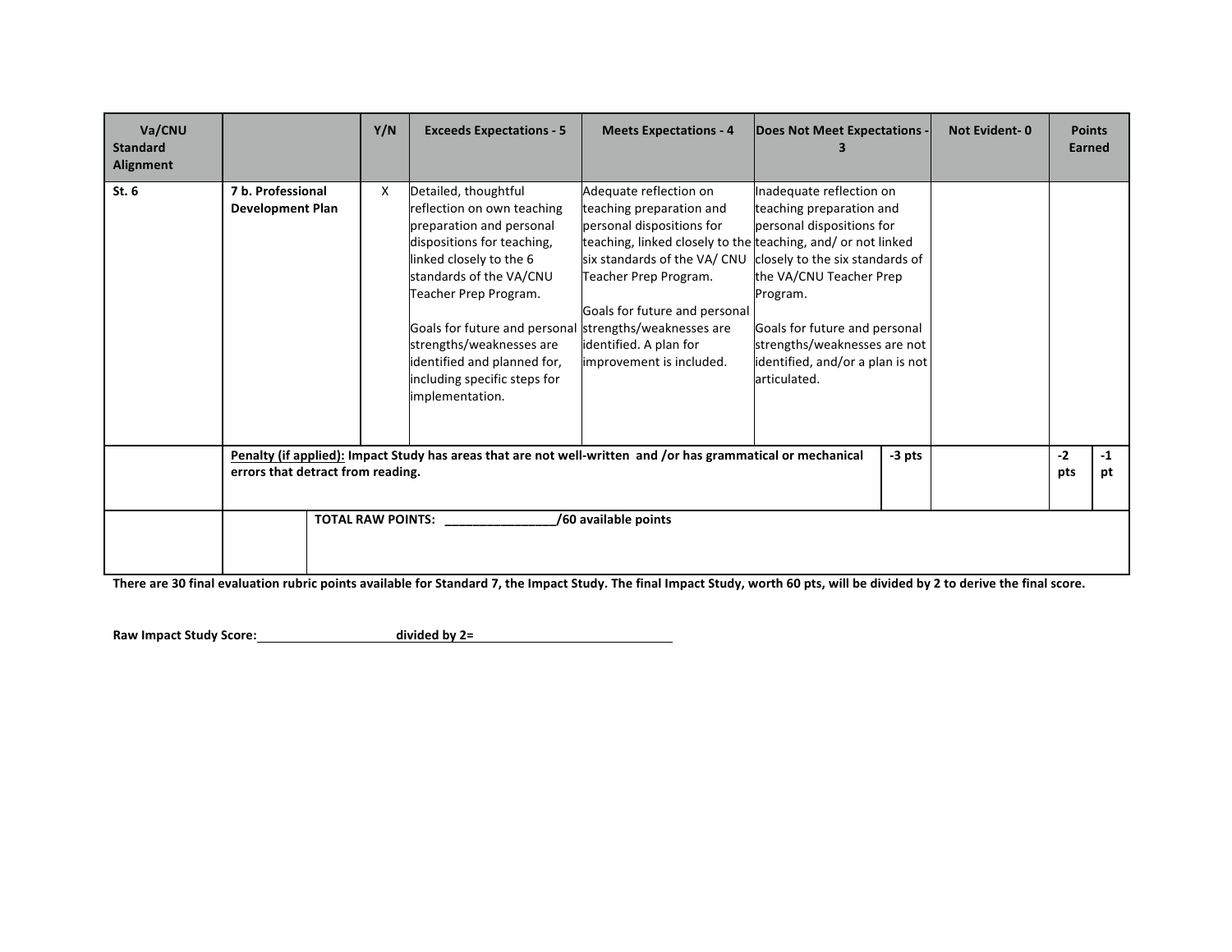| Va/CNU Standard Alignment | | Y/N | Exceeds Expectations - 5 | Meets Expectations - 4 | Does Not Meet Expectations - 3 | Not Evident- 0 | Points Earned |
|---|---|---|---|---|---|---|---|
| St. 6 | 7 b. Professional Development Plan | X | Detailed, thoughtful reflection on own teaching preparation and personal dispositions for teaching, linked closely to the 6 standards of the VA/CNU Teacher Prep Program.<br><br>Goals for future and personal strengths/weaknesses are identified and planned for, including specific steps for implementation. | Adequate reflection on teaching preparation and personal dispositions for teaching, linked closely to the six standards of the VA/ CNU Teacher Prep Program.<br><br>Goals for future and personal strengths/weaknesses are identified. A plan for improvement is included. | Inadequate reflection on teaching preparation and personal dispositions for teaching, and/ or not linked closely to the six standards of the VA/CNU Teacher Prep Program.<br><br>Goals for future and personal strengths/weaknesses are not identified, and/or a plan is not articulated. | | |
| | **<u>Penalty (if applied):</u> Impact Study has areas that are not well-written and /or has grammatical or mechanical errors that detract from reading.** | | | | **-3 pts** | | **-2 pts** / **-1 pt** |
| | **TOTAL RAW POINTS: ________________/60 available points** | | | | | | |

**There are 30 final evaluation rubric points available for Standard 7, the Impact Study. The final Impact Study, worth 60 pts, will be divided by 2 to derive the final score.**

**Raw Impact Study Score:**____________________ **divided by 2=**____________________________